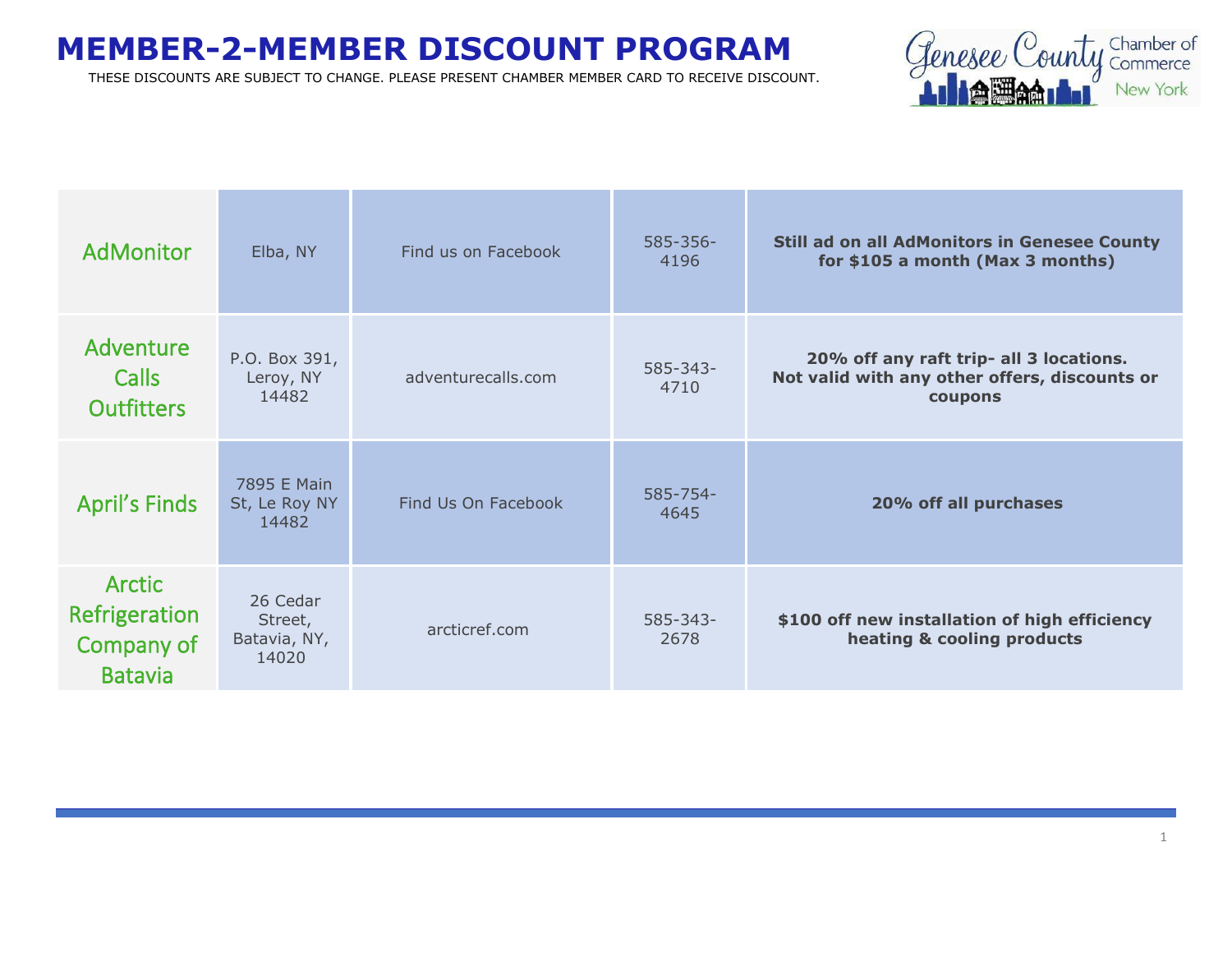# MEMBER-2-MEMBER DISCOUNT PROGRAM

THESE DISCOUNTS ARE SUBJECT TO CHANGE. PLEASE PRESENT CHAMBER MEMBER CARD TO RECEIVE DISCOUNT.

Genesee County Chamber of Commerce New York

| | | | | |
|---|---|---|---|---|
| AdMonitor | Elba, NY | Find us on Facebook | 585-356-4196 | **Still ad on all AdMonitors in Genesee County for $105 a month (Max 3 months)** |
| Adventure Calls Outfitters | P.O. Box 391, Leroy, NY 14482 | adventurecalls.com | 585-343-4710 | **20% off any raft trip- all 3 locations. Not valid with any other offers, discounts or coupons** |
| April's Finds | 7895 E Main St, Le Roy NY 14482 | Find Us On Facebook | 585-754-4645 | **20% off all purchases** |
| Arctic Refrigeration Company of Batavia | 26 Cedar Street, Batavia, NY, 14020 | arcticref.com | 585-343-2678 | **$100 off new installation of high efficiency heating & cooling products** |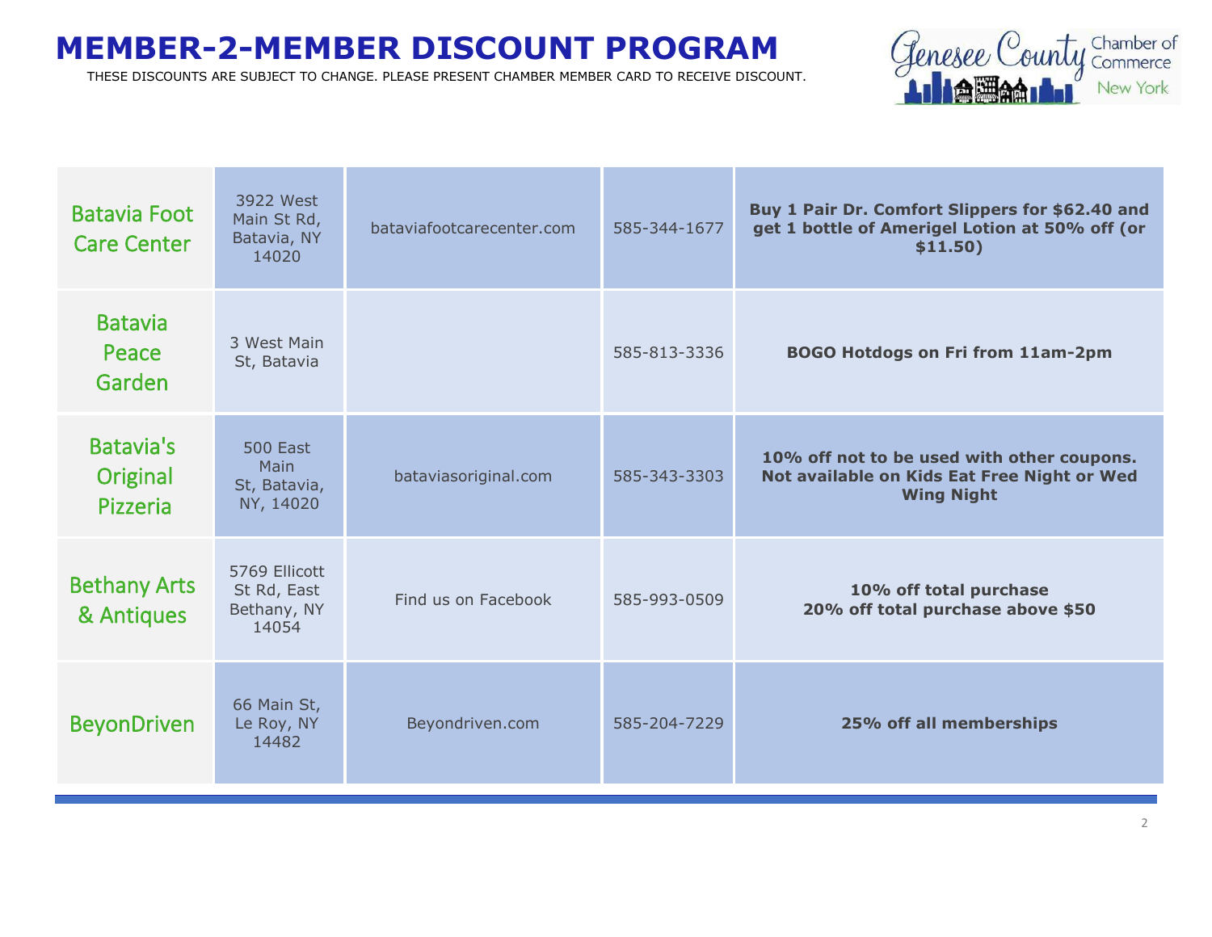# MEMBER-2-MEMBER DISCOUNT PROGRAM

THESE DISCOUNTS ARE SUBJECT TO CHANGE. PLEASE PRESENT CHAMBER MEMBER CARD TO RECEIVE DISCOUNT.

| | | | | |
|---|---|---|---|---|
| Batavia Foot Care Center | 3922 West Main St Rd, Batavia, NY 14020 | bataviafootcarecenter.com | 585-344-1677 | **Buy 1 Pair Dr. Comfort Slippers for $62.40 and get 1 bottle of Amerigel Lotion at 50% off (or $11.50)** |
| Batavia Peace Garden | 3 West Main St, Batavia | | 585-813-3336 | **BOGO Hotdogs on Fri from 11am-2pm** |
| Batavia's Original Pizzeria | 500 East Main St, Batavia, NY, 14020 | bataviasoriginal.com | 585-343-3303 | **10% off not to be used with other coupons. Not available on Kids Eat Free Night or Wed Wing Night** |
| Bethany Arts & Antiques | 5769 Ellicott St Rd, East Bethany, NY 14054 | Find us on Facebook | 585-993-0509 | **10% off total purchase 20% off total purchase above $50** |
| BeyonDriven | 66 Main St, Le Roy, NY 14482 | Beyondriven.com | 585-204-7229 | **25% off all memberships** |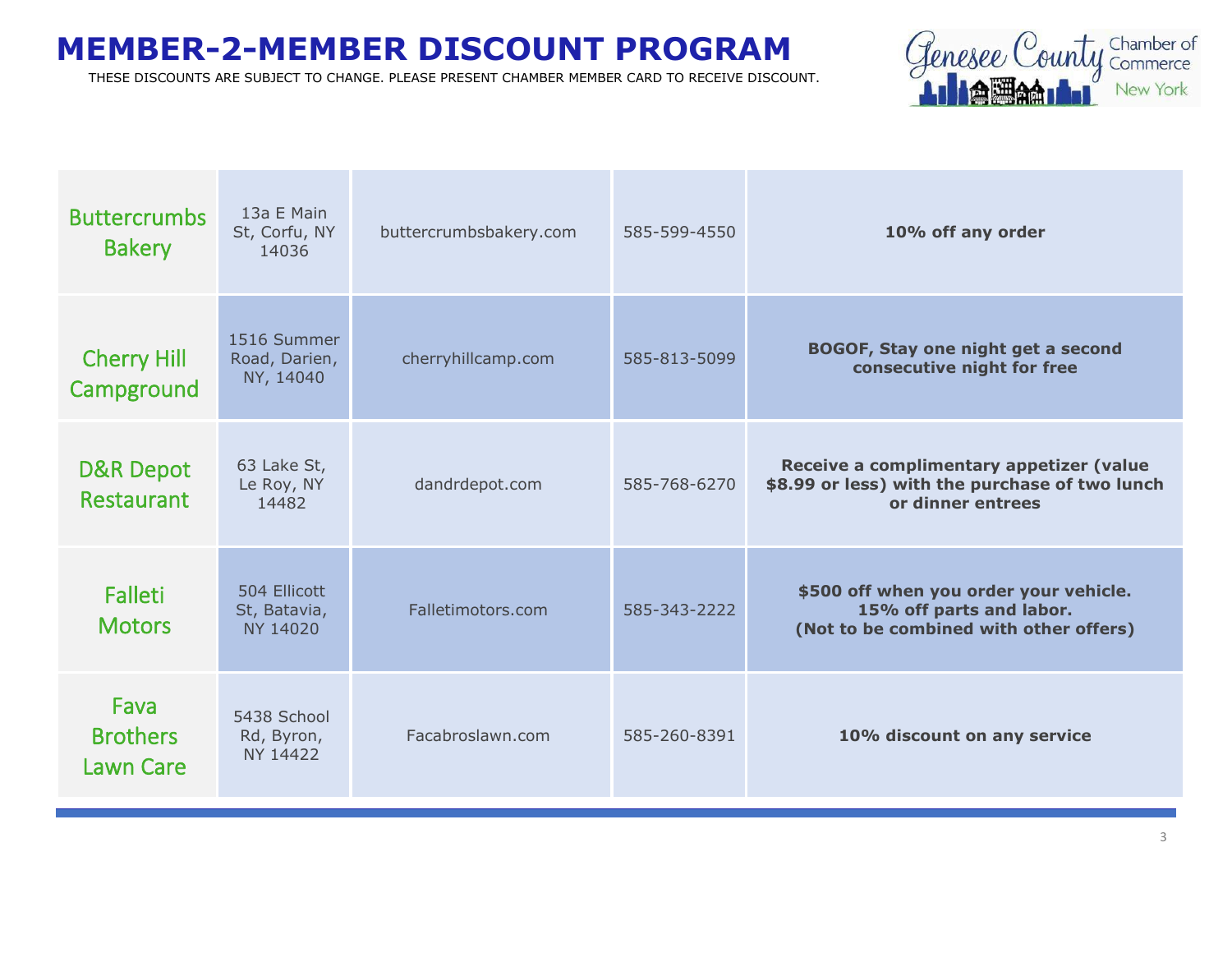# MEMBER-2-MEMBER DISCOUNT PROGRAM

THESE DISCOUNTS ARE SUBJECT TO CHANGE. PLEASE PRESENT CHAMBER MEMBER CARD TO RECEIVE DISCOUNT.

| | | | | |
|---|---|---|---|---|
| Buttercrumbs Bakery | 13a E Main St, Corfu, NY 14036 | buttercrumbsbakery.com | 585-599-4550 | **10% off any order** |
| Cherry Hill Campground | 1516 Summer Road, Darien, NY, 14040 | cherryhillcamp.com | 585-813-5099 | **BOGOF, Stay one night get a second consecutive night for free** |
| D&R Depot Restaurant | 63 Lake St, Le Roy, NY 14482 | dandrdepot.com | 585-768-6270 | **Receive a complimentary appetizer (value $8.99 or less) with the purchase of two lunch or dinner entrees** |
| Falleti Motors | 504 Ellicott St, Batavia, NY 14020 | Falletimotors.com | 585-343-2222 | **$500 off when you order your vehicle. 15% off parts and labor. (Not to be combined with other offers)** |
| Fava Brothers Lawn Care | 5438 School Rd, Byron, NY 14422 | Facabroslawn.com | 585-260-8391 | **10% discount on any service** |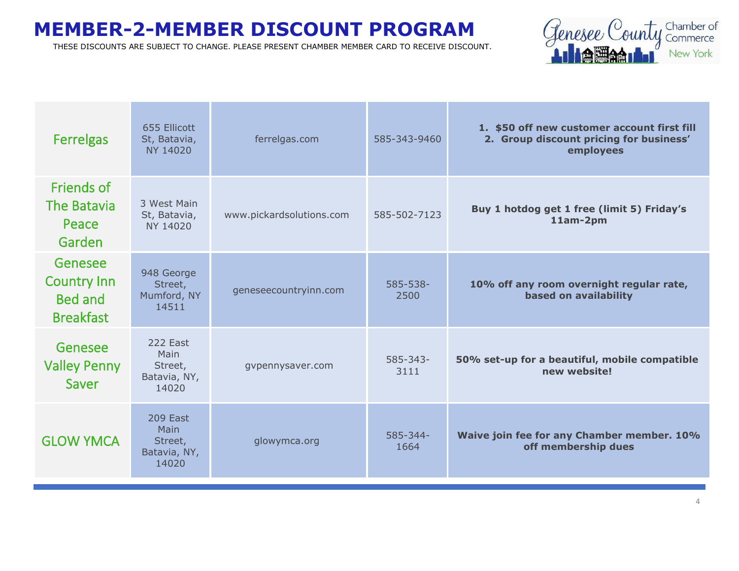# MEMBER-2-MEMBER DISCOUNT PROGRAM

THESE DISCOUNTS ARE SUBJECT TO CHANGE. PLEASE PRESENT CHAMBER MEMBER CARD TO RECEIVE DISCOUNT.

| Business | Address | Website | Phone | Discount |
|---|---|---|---|---|
| Ferrelgas | 655 Ellicott St, Batavia, NY 14020 | ferrelgas.com | 585-343-9460 | **1. $50 off new customer account first fill** <br> **2. Group discount pricing for business' employees** |
| Friends of The Batavia Peace Garden | 3 West Main St, Batavia, NY 14020 | www.pickardsolutions.com | 585-502-7123 | **Buy 1 hotdog get 1 free (limit 5) Friday's 11am-2pm** |
| Genesee Country Inn Bed and Breakfast | 948 George Street, Mumford, NY 14511 | geneseecountryinn.com | 585-538-2500 | **10% off any room overnight regular rate, based on availability** |
| Genesee Valley Penny Saver | 222 East Main Street, Batavia, NY, 14020 | gvpennysaver.com | 585-343-3111 | **50% set-up for a beautiful, mobile compatible new website!** |
| GLOW YMCA | 209 East Main Street, Batavia, NY, 14020 | glowymca.org | 585-344-1664 | **Waive join fee for any Chamber member. 10% off membership dues** |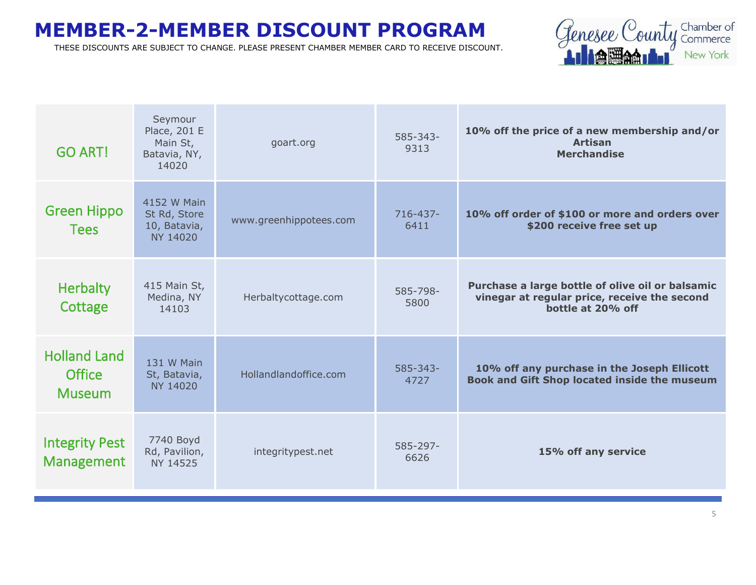# MEMBER-2-MEMBER DISCOUNT PROGRAM

THESE DISCOUNTS ARE SUBJECT TO CHANGE. PLEASE PRESENT CHAMBER MEMBER CARD TO RECEIVE DISCOUNT.

| | | | | |
|---|---|---|---|---|
| GO ART! | Seymour Place, 201 E Main St, Batavia, NY, 14020 | goart.org | 585-343-9313 | **10% off the price of a new membership and/or Artisan Merchandise** |
| Green Hippo Tees | 4152 W Main St Rd, Store 10, Batavia, NY 14020 | www.greenhippotees.com | 716-437-6411 | **10% off order of $100 or more and orders over $200 receive free set up** |
| Herbalty Cottage | 415 Main St, Medina, NY 14103 | Herbaltycottage.com | 585-798-5800 | **Purchase a large bottle of olive oil or balsamic vinegar at regular price, receive the second bottle at 20% off** |
| Holland Land Office Museum | 131 W Main St, Batavia, NY 14020 | Hollandlandoffice.com | 585-343-4727 | **10% off any purchase in the Joseph Ellicott Book and Gift Shop located inside the museum** |
| Integrity Pest Management | 7740 Boyd Rd, Pavilion, NY 14525 | integritypest.net | 585-297-6626 | **15% off any service** |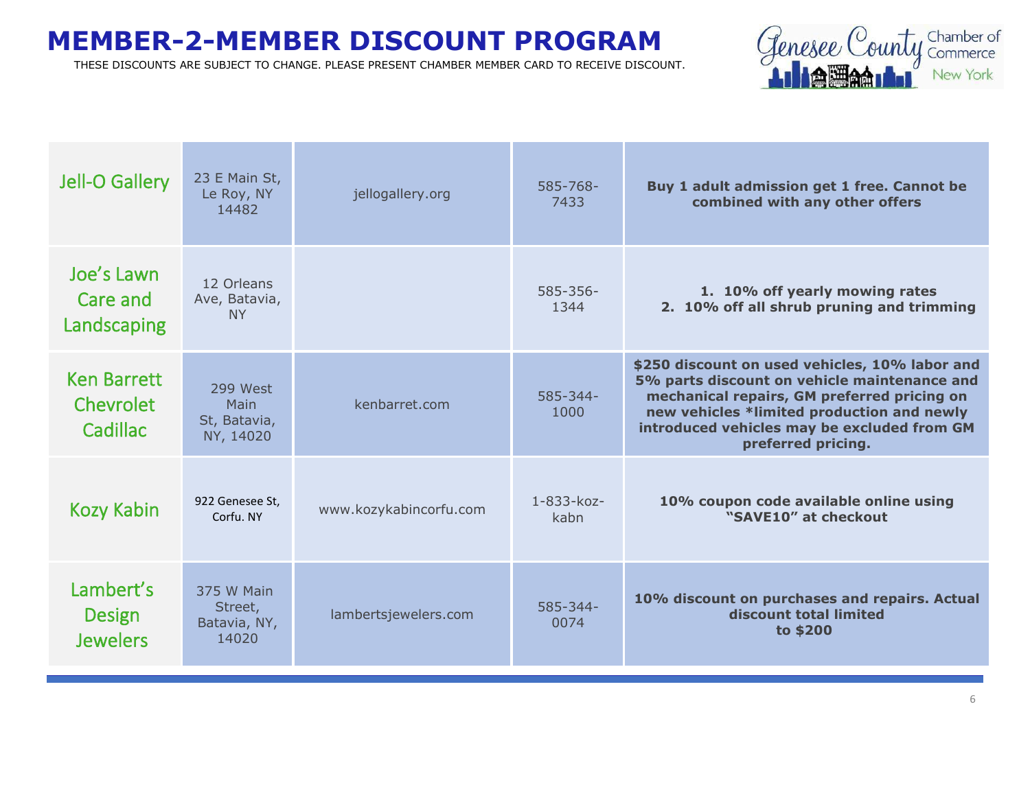# MEMBER-2-MEMBER DISCOUNT PROGRAM

THESE DISCOUNTS ARE SUBJECT TO CHANGE. PLEASE PRESENT CHAMBER MEMBER CARD TO RECEIVE DISCOUNT.

| | | | | |
|---|---|---|---|---|
| Jell-O Gallery | 23 E Main St, Le Roy, NY 14482 | jellogallery.org | 585-768-7433 | **Buy 1 adult admission get 1 free. Cannot be combined with any other offers** |
| Joe's Lawn Care and Landscaping | 12 Orleans Ave, Batavia, NY | | 585-356-1344 | **1. 10% off yearly mowing rates 2. 10% off all shrub pruning and trimming** |
| Ken Barrett Chevrolet Cadillac | 299 West Main St, Batavia, NY, 14020 | kenbarret.com | 585-344-1000 | **$250 discount on used vehicles, 10% labor and 5% parts discount on vehicle maintenance and mechanical repairs, GM preferred pricing on new vehicles *limited production and newly introduced vehicles may be excluded from GM preferred pricing.** |
| Kozy Kabin | 922 Genesee St, Corfu. NY | www.kozykabincorfu.com | 1-833-koz-kabn | **10% coupon code available online using "SAVE10" at checkout** |
| Lambert's Design Jewelers | 375 W Main Street, Batavia, NY, 14020 | lambertsjewelers.com | 585-344-0074 | **10% discount on purchases and repairs. Actual discount total limited to $200** |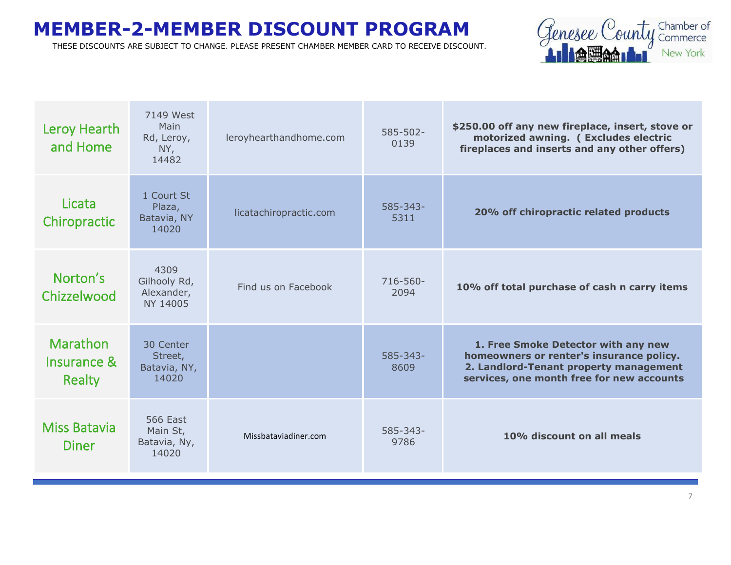# MEMBER-2-MEMBER DISCOUNT PROGRAM

THESE DISCOUNTS ARE SUBJECT TO CHANGE. PLEASE PRESENT CHAMBER MEMBER CARD TO RECEIVE DISCOUNT.

| | | | | |
|---|---|---|---|---|
| Leroy Hearth and Home | 7149 West Main Rd, Leroy, NY, 14482 | leroyhearthandhome.com | 585-502-0139 | **$250.00 off any new fireplace, insert, stove or motorized awning. ( Excludes electric fireplaces and inserts and any other offers)** |
| Licata Chiropractic | 1 Court St Plaza, Batavia, NY 14020 | licatachiropractic.com | 585-343-5311 | **20% off chiropractic related products** |
| Norton's Chizzelwood | 4309 Gilhooly Rd, Alexander, NY 14005 | Find us on Facebook | 716-560-2094 | **10% off total purchase of cash n carry items** |
| Marathon Insurance & Realty | 30 Center Street, Batavia, NY, 14020 | | 585-343-8609 | **1. Free Smoke Detector with any new homeowners or renter's insurance policy. 2. Landlord-Tenant property management services, one month free for new accounts** |
| Miss Batavia Diner | 566 East Main St, Batavia, Ny, 14020 | Missbataviadiner.com | 585-343-9786 | **10% discount on all meals** |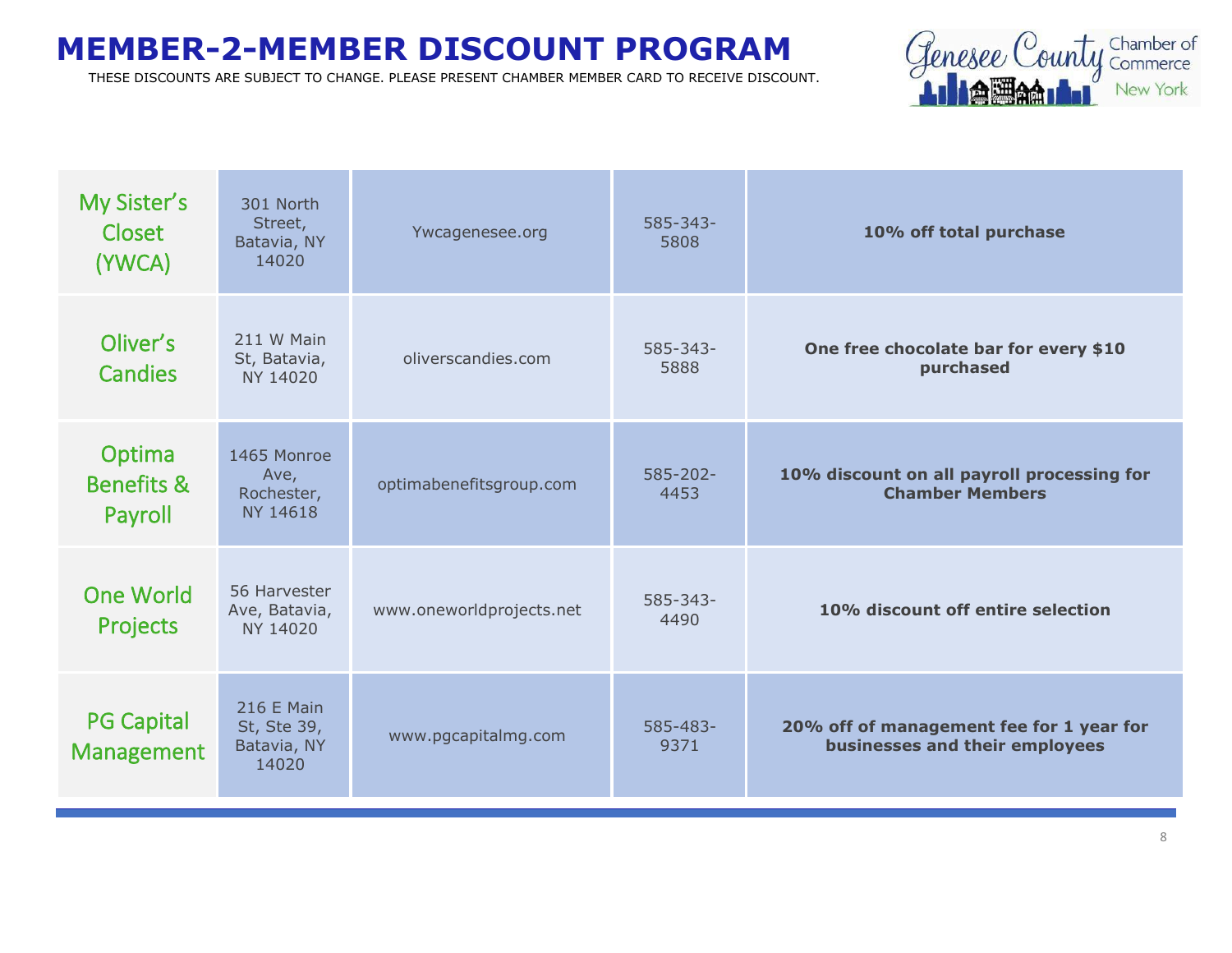# MEMBER-2-MEMBER DISCOUNT PROGRAM

THESE DISCOUNTS ARE SUBJECT TO CHANGE. PLEASE PRESENT CHAMBER MEMBER CARD TO RECEIVE DISCOUNT.

Genesee County Chamber of Commerce New York

| | | | | |
|---|---|---|---|---|
| My Sister's Closet (YWCA) | 301 North Street, Batavia, NY 14020 | Ywcagenesee.org | 585-343-5808 | **10% off total purchase** |
| Oliver's Candies | 211 W Main St, Batavia, NY 14020 | oliverscandies.com | 585-343-5888 | **One free chocolate bar for every $10 purchased** |
| Optima Benefits & Payroll | 1465 Monroe Ave, Rochester, NY 14618 | optimabenefitsgroup.com | 585-202-4453 | **10% discount on all payroll processing for Chamber Members** |
| One World Projects | 56 Harvester Ave, Batavia, NY 14020 | www.oneworldprojects.net | 585-343-4490 | **10% discount off entire selection** |
| PG Capital Management | 216 E Main St, Ste 39, Batavia, NY 14020 | www.pgcapitalmg.com | 585-483-9371 | **20% off of management fee for 1 year for businesses and their employees** |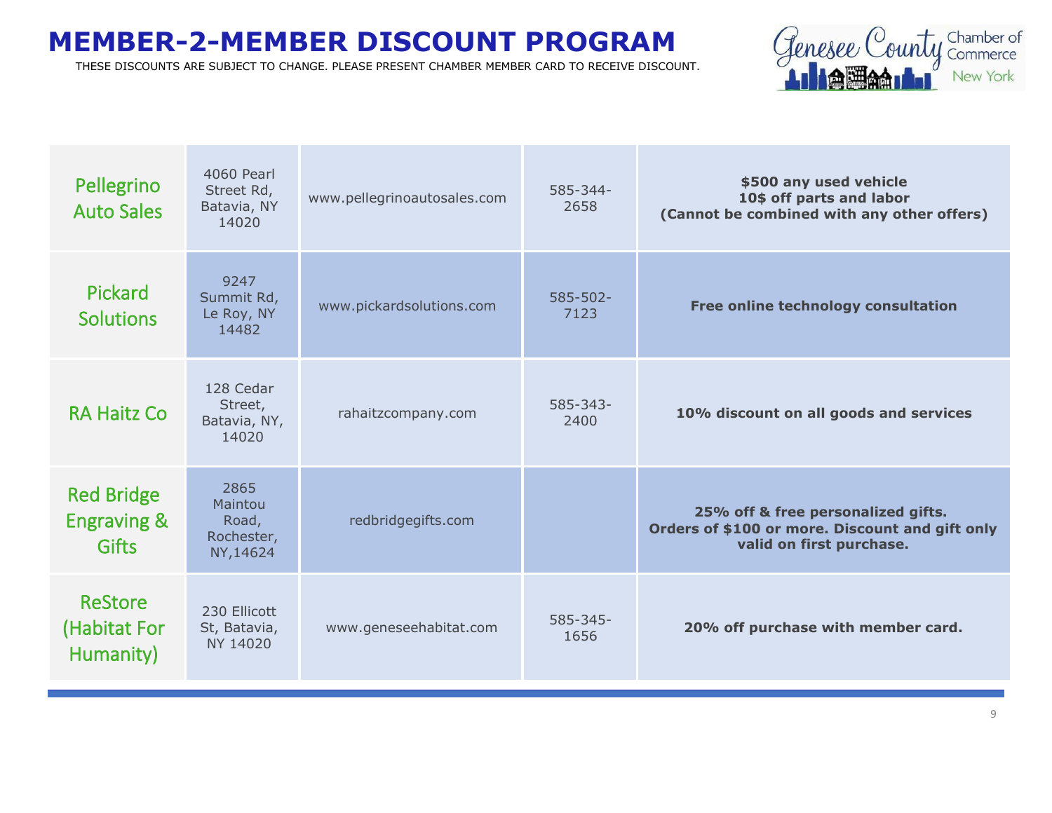# MEMBER-2-MEMBER DISCOUNT PROGRAM

THESE DISCOUNTS ARE SUBJECT TO CHANGE. PLEASE PRESENT CHAMBER MEMBER CARD TO RECEIVE DISCOUNT.

| | | | | |
|---|---|---|---|---|
| Pellegrino Auto Sales | 4060 Pearl Street Rd, Batavia, NY 14020 | www.pellegrinoautosales.com | 585-344-2658 | **$500 any used vehicle**<br>**10$ off parts and labor**<br>**(Cannot be combined with any other offers)** |
| Pickard Solutions | 9247 Summit Rd, Le Roy, NY 14482 | www.pickardsolutions.com | 585-502-7123 | **Free online technology consultation** |
| RA Haitz Co | 128 Cedar Street, Batavia, NY, 14020 | rahaitzcompany.com | 585-343-2400 | **10% discount on all goods and services** |
| Red Bridge Engraving & Gifts | 2865 Maintou Road, Rochester, NY,14624 | redbridgegifts.com | | **25% off & free personalized gifts.**<br>**Orders of $100 or more. Discount and gift only valid on first purchase.** |
| ReStore (Habitat For Humanity) | 230 Ellicott St, Batavia, NY 14020 | www.geneseehabitat.com | 585-345-1656 | **20% off purchase with member card.** |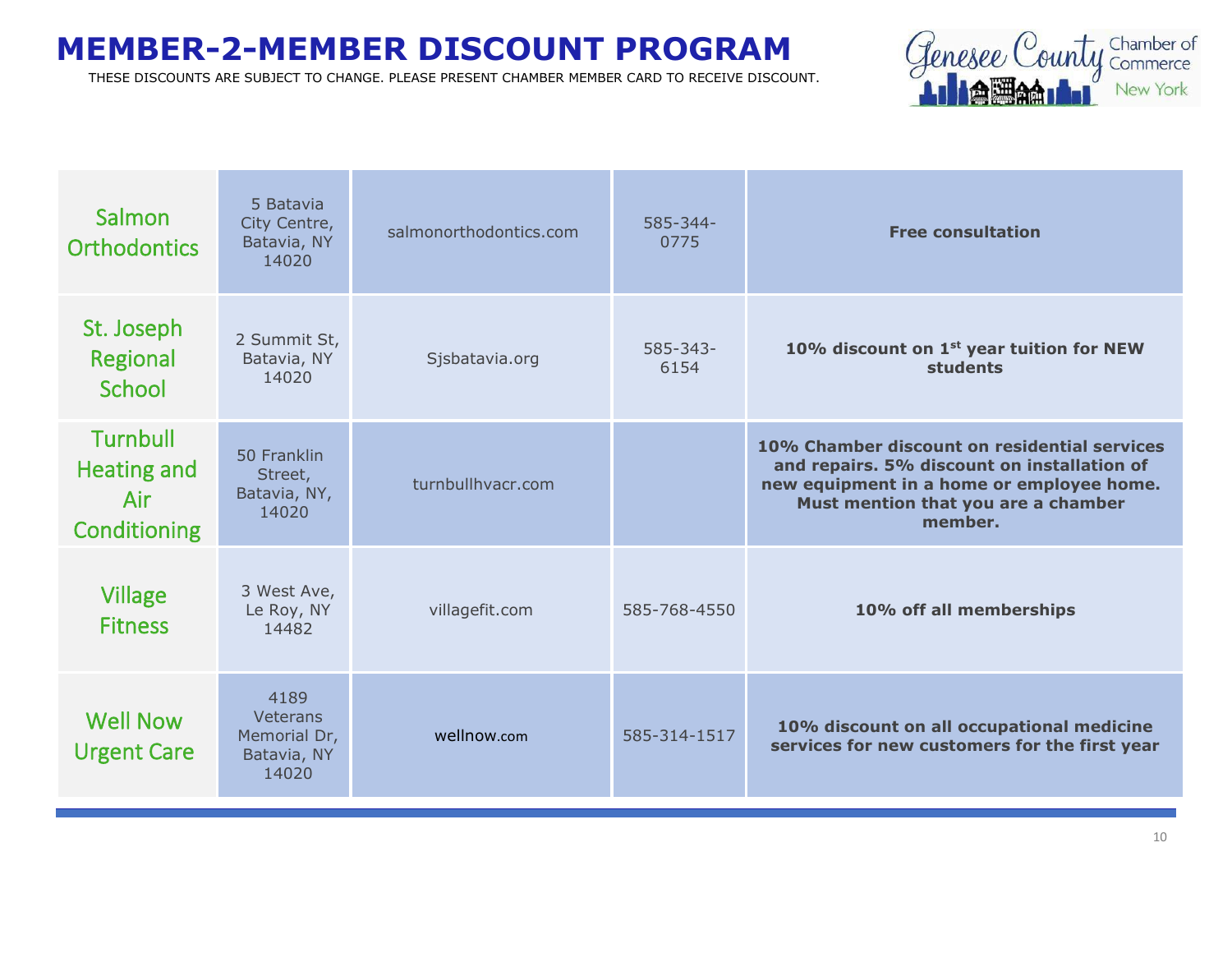# MEMBER-2-MEMBER DISCOUNT PROGRAM

THESE DISCOUNTS ARE SUBJECT TO CHANGE. PLEASE PRESENT CHAMBER MEMBER CARD TO RECEIVE DISCOUNT.

| | | | | |
|---|---|---|---|---|
| Salmon Orthodontics | 5 Batavia City Centre, Batavia, NY 14020 | salmonorthodontics.com | 585-344-0775 | **Free consultation** |
| St. Joseph Regional School | 2 Summit St, Batavia, NY 14020 | Sjsbatavia.org | 585-343-6154 | **10% discount on 1st year tuition for NEW students** |
| Turnbull Heating and Air Conditioning | 50 Franklin Street, Batavia, NY, 14020 | turnbullhvacr.com | | **10% Chamber discount on residential services and repairs. 5% discount on installation of new equipment in a home or employee home. Must mention that you are a chamber member.** |
| Village Fitness | 3 West Ave, Le Roy, NY 14482 | villagefit.com | 585-768-4550 | **10% off all memberships** |
| Well Now Urgent Care | 4189 Veterans Memorial Dr, Batavia, NY 14020 | wellnow.com | 585-314-1517 | **10% discount on all occupational medicine services for new customers for the first year** |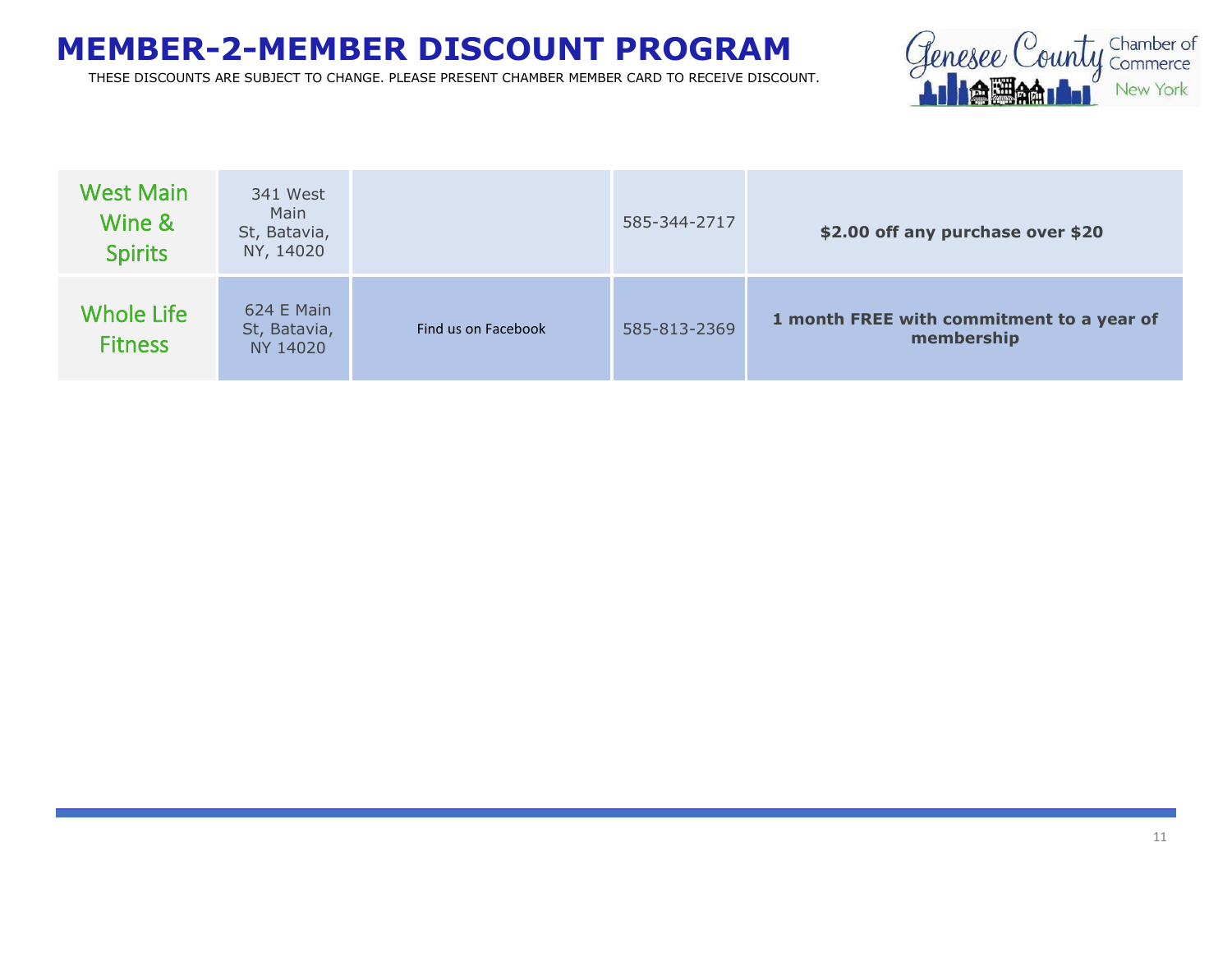# MEMBER-2-MEMBER DISCOUNT PROGRAM

THESE DISCOUNTS ARE SUBJECT TO CHANGE. PLEASE PRESENT CHAMBER MEMBER CARD TO RECEIVE DISCOUNT.

| | | | | |
|---|---|---|---|---|
| West Main Wine & Spirits | 341 West Main St, Batavia, NY, 14020 | | 585-344-2717 | **$2.00 off any purchase over $20** |
| Whole Life Fitness | 624 E Main St, Batavia, NY 14020 | Find us on Facebook | 585-813-2369 | **1 month FREE with commitment to a year of membership** |